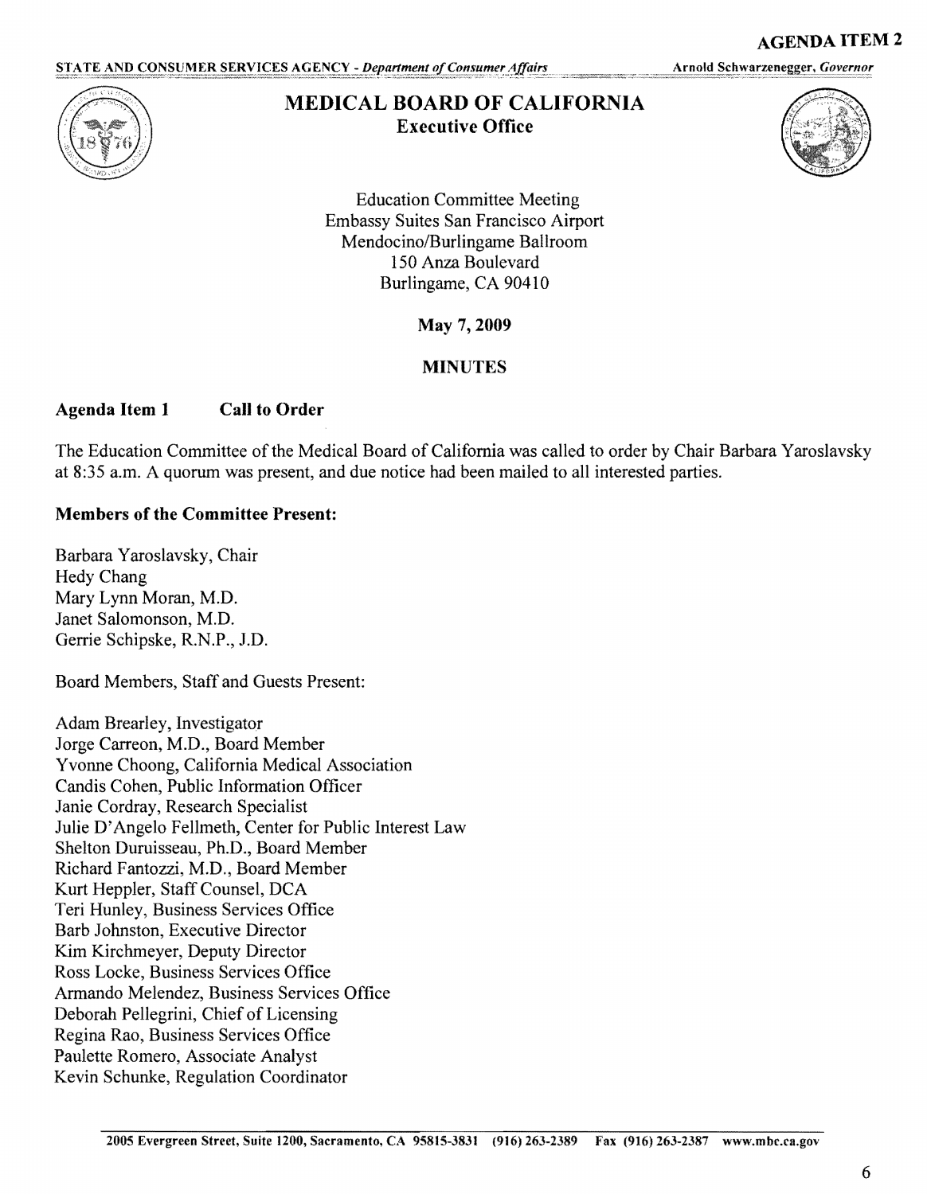**AGENDA ITEM 2**

STATE AND CONSUMER SERVICES AGENCY - *Department of Consumer Affairs* Arnold Schwarzenegger, *Governor*

# MEDICAL BOARD OF CALIFORNIA
## Executive Office

Education Committee Meeting
Embassy Suites San Francisco Airport
Mendocino/Burlingame Ballroom
150 Anza Boulevard
Burlingame, CA 90410

**May 7, 2009**

**MINUTES**

### Agenda Item 1 Call to Order

The Education Committee of the Medical Board of California was called to order by Chair Barbara Yaroslavsky at 8:35 a.m. A quorum was present, and due notice had been mailed to all interested parties.

**Members of the Committee Present:**

Barbara Yaroslavsky, Chair
Hedy Chang
Mary Lynn Moran, M.D.
Janet Salomonson, M.D.
Gerrie Schipske, R.N.P., J.D.

Board Members, Staff and Guests Present:

Adam Brearley, Investigator
Jorge Carreon, M.D., Board Member
Yvonne Choong, California Medical Association
Candis Cohen, Public Information Officer
Janie Cordray, Research Specialist
Julie D'Angelo Fellmeth, Center for Public Interest Law
Shelton Duruisseau, Ph.D., Board Member
Richard Fantozzi, M.D., Board Member
Kurt Heppler, Staff Counsel, DCA
Teri Hunley, Business Services Office
Barb Johnston, Executive Director
Kim Kirchmeyer, Deputy Director
Ross Locke, Business Services Office
Armando Melendez, Business Services Office
Deborah Pellegrini, Chief of Licensing
Regina Rao, Business Services Office
Paulette Romero, Associate Analyst
Kevin Schunke, Regulation Coordinator

2005 Evergreen Street, Suite 1200, Sacramento, CA 95815-3831 (916) 263-2389 Fax (916) 263-2387 www.mbc.ca.gov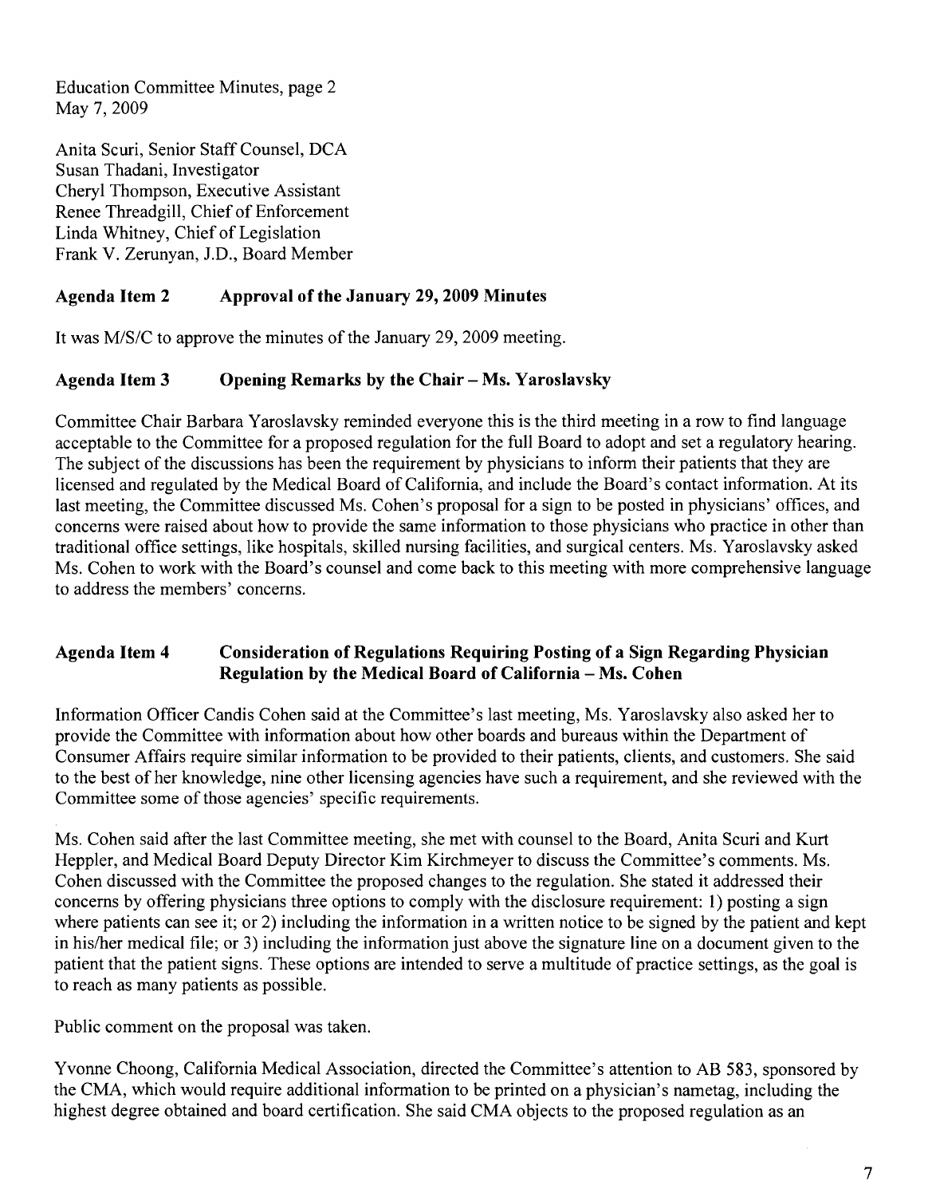Education Committee Minutes, page 2
May 7, 2009

Anita Scuri, Senior Staff Counsel, DCA
Susan Thadani, Investigator
Cheryl Thompson, Executive Assistant
Renee Threadgill, Chief of Enforcement
Linda Whitney, Chief of Legislation
Frank V. Zerunyan, J.D., Board Member

**Agenda Item 2 Approval of the January 29, 2009 Minutes**

It was M/S/C to approve the minutes of the January 29, 2009 meeting.

**Agenda Item 3 Opening Remarks by the Chair – Ms. Yaroslavsky**

Committee Chair Barbara Yaroslavsky reminded everyone this is the third meeting in a row to find language acceptable to the Committee for a proposed regulation for the full Board to adopt and set a regulatory hearing. The subject of the discussions has been the requirement by physicians to inform their patients that they are licensed and regulated by the Medical Board of California, and include the Board's contact information. At its last meeting, the Committee discussed Ms. Cohen's proposal for a sign to be posted in physicians' offices, and concerns were raised about how to provide the same information to those physicians who practice in other than traditional office settings, like hospitals, skilled nursing facilities, and surgical centers. Ms. Yaroslavsky asked Ms. Cohen to work with the Board's counsel and come back to this meeting with more comprehensive language to address the members' concerns.

**Agenda Item 4 Consideration of Regulations Requiring Posting of a Sign Regarding Physician Regulation by the Medical Board of California – Ms. Cohen**

Information Officer Candis Cohen said at the Committee's last meeting, Ms. Yaroslavsky also asked her to provide the Committee with information about how other boards and bureaus within the Department of Consumer Affairs require similar information to be provided to their patients, clients, and customers. She said to the best of her knowledge, nine other licensing agencies have such a requirement, and she reviewed with the Committee some of those agencies' specific requirements.

Ms. Cohen said after the last Committee meeting, she met with counsel to the Board, Anita Scuri and Kurt Heppler, and Medical Board Deputy Director Kim Kirchmeyer to discuss the Committee's comments. Ms. Cohen discussed with the Committee the proposed changes to the regulation. She stated it addressed their concerns by offering physicians three options to comply with the disclosure requirement: 1) posting a sign where patients can see it; or 2) including the information in a written notice to be signed by the patient and kept in his/her medical file; or 3) including the information just above the signature line on a document given to the patient that the patient signs. These options are intended to serve a multitude of practice settings, as the goal is to reach as many patients as possible.

Public comment on the proposal was taken.

Yvonne Choong, California Medical Association, directed the Committee's attention to AB 583, sponsored by the CMA, which would require additional information to be printed on a physician's nametag, including the highest degree obtained and board certification. She said CMA objects to the proposed regulation as an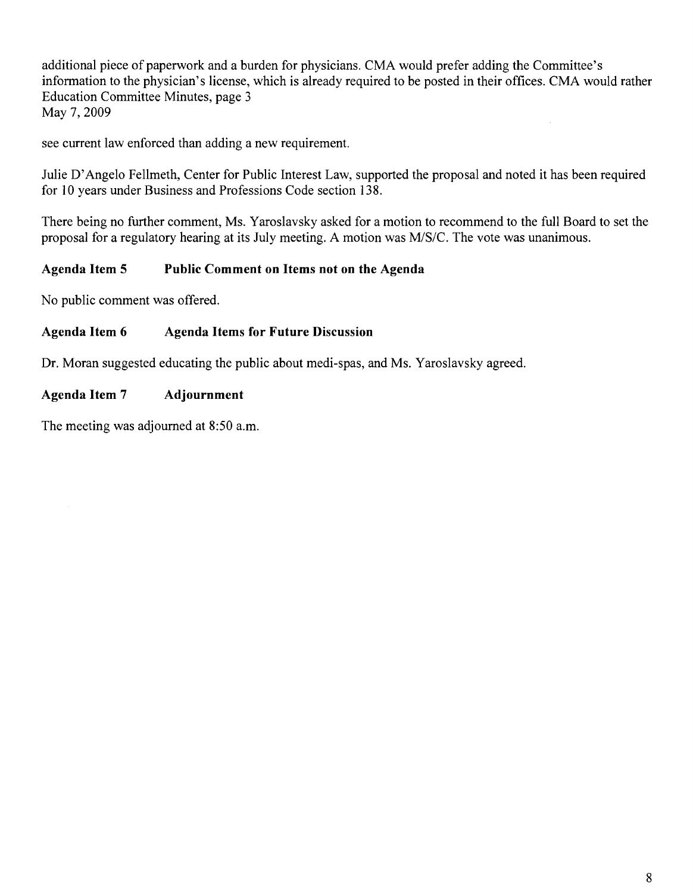additional piece of paperwork and a burden for physicians. CMA would prefer adding the Committee's information to the physician's license, which is already required to be posted in their offices. CMA would rather see current law enforced than adding a new requirement.

Julie D'Angelo Fellmeth, Center for Public Interest Law, supported the proposal and noted it has been required for 10 years under Business and Professions Code section 138.

There being no further comment, Ms. Yaroslavsky asked for a motion to recommend to the full Board to set the proposal for a regulatory hearing at its July meeting. A motion was M/S/C. The vote was unanimous.

**Agenda Item 5 Public Comment on Items not on the Agenda**

No public comment was offered.

**Agenda Item 6 Agenda Items for Future Discussion**

Dr. Moran suggested educating the public about medi-spas, and Ms. Yaroslavsky agreed.

**Agenda Item 7 Adjournment**

The meeting was adjourned at 8:50 a.m.